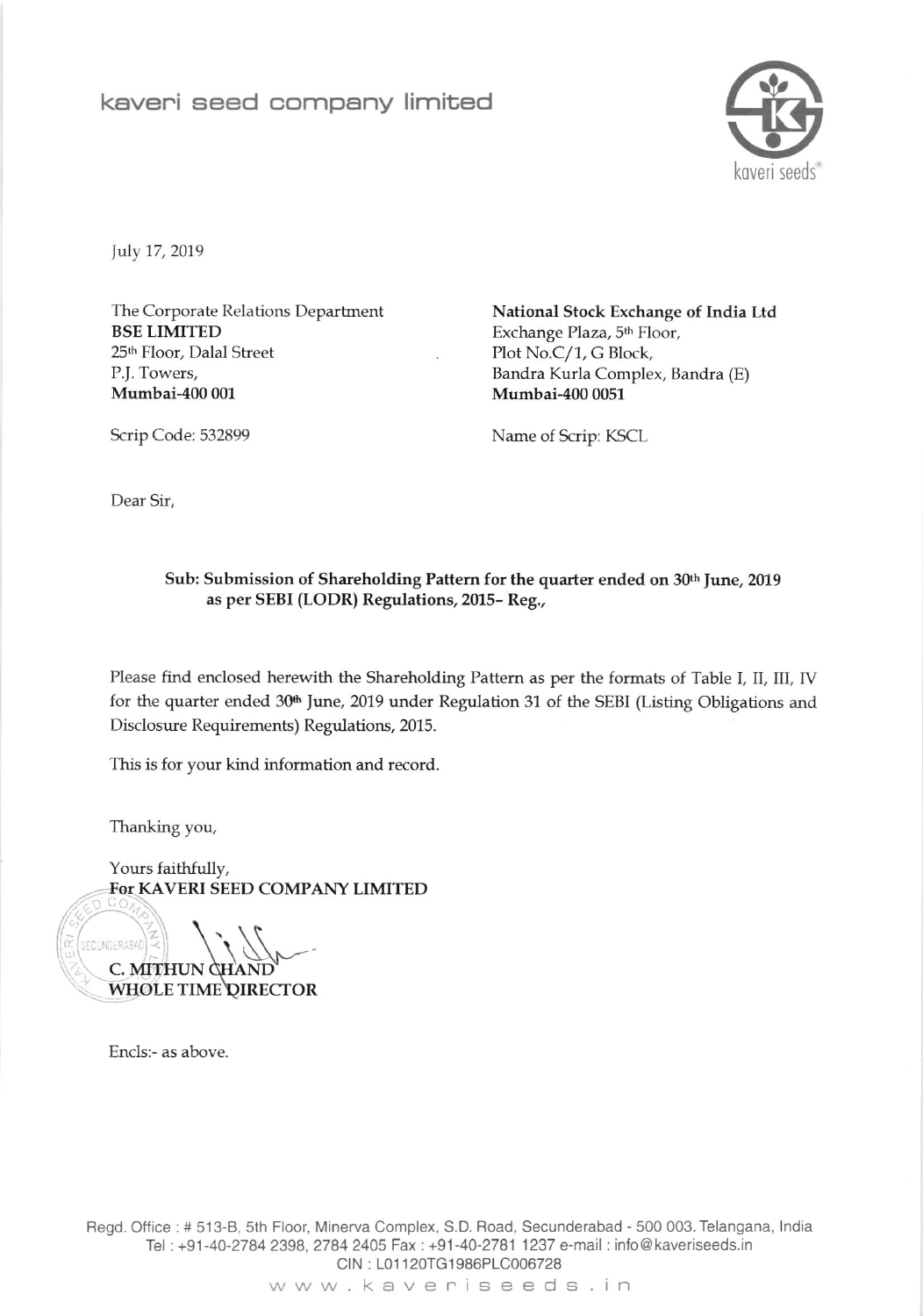# kaveri seed company limited

July 17, 2019

The Corporate Relations Department
**BSE LIMITED**
25th Floor, Dalal Street
P.J. Towers,
**Mumbai-400 001**

Scrip Code: 532899

**National Stock Exchange of India Ltd**
Exchange Plaza, 5th Floor,
Plot No.C/1, G Block,
Bandra Kurla Complex, Bandra (E)
**Mumbai-400 0051**

Name of Scrip: KSCL

Dear Sir,

**Sub: Submission of Shareholding Pattern for the quarter ended on 30th June, 2019 as per SEBI (LODR) Regulations, 2015- Reg.,**

Please find enclosed herewith the Shareholding Pattern as per the formats of Table I, II, III, IV for the quarter ended 30th June, 2019 under Regulation 31 of the SEBI (Listing Obligations and Disclosure Requirements) Regulations, 2015.

This is for your kind information and record.

Thanking you,

Yours faithfully,
**For KAVERI SEED COMPANY LIMITED**

**C. MITHUN CHAND**
**WHOLE TIME DIRECTOR**

Encls:- as above.

Regd. Office : # 513-B, 5th Floor, Minerva Complex, S.D. Road, Secunderabad - 500 003. Telangana, India
Tel : +91-40-2784 2398, 2784 2405 Fax : +91-40-2781 1237 e-mail : info@kaveriseeds.in
CIN : L01120TG1986PLC006728
www.kaveriseeds.in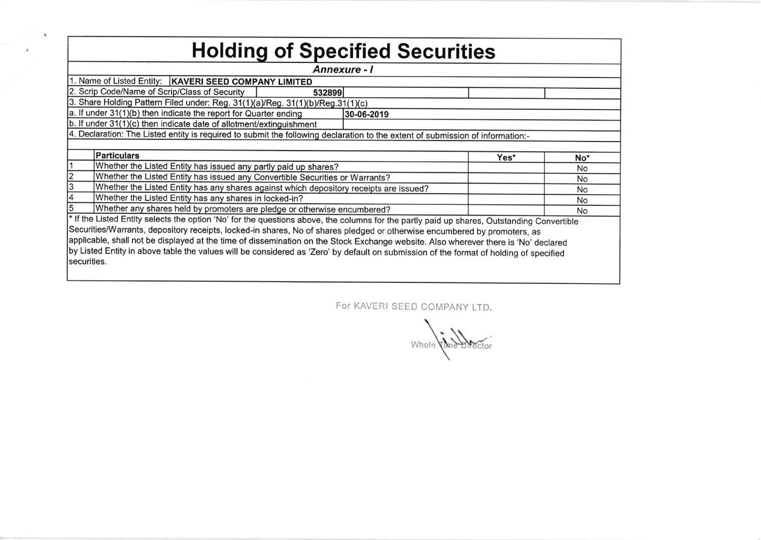# Holding of Specified Securities

***Annexure - I***

1. Name of Listed Entity: **KAVERI SEED COMPANY LIMITED**

2. Scrip Code/Name of Scrip/Class of Security: **532899**

3. Share Holding Pattern Filed under: Reg. 31(1)(a)/Reg. 31(1)(b)/Reg.31(1)(c)

a. If under 31(1)(b) then indicate the report for Quarter ending: **30-06-2019**

b. If under 31(1)(c) then indicate date of allotment/extinguishment

4. Declaration: The Listed entity is required to submit the following declaration to the extent of submission of information:-

| | Particulars | Yes* | No* |
|---|---|---|---|
| 1 | Whether the Listed Entity has issued any partly paid up shares? | | No |
| 2 | Whether the Listed Entity has issued any Convertible Securities or Warrants? | | No |
| 3 | Whether the Listed Entity has any shares against which depository receipts are issued? | | No |
| 4 | Whether the Listed Entity has any shares in locked-in? | | No |
| 5 | Whether any shares held by promoters are pledge or otherwise encumbered? | | No |

* If the Listed Entity selects the option 'No' for the questions above, the columns for the partly paid up shares, Outstanding Convertible Securities/Warrants, depository receipts, locked-in shares, No of shares pledged or otherwise encumbered by promoters, as applicable, shall not be displayed at the time of dissemination on the Stock Exchange website. Also wherever there is 'No' declared by Listed Entity in above table the values will be considered as 'Zero' by default on submission of the format of holding of specified securities.

For KAVERI SEED COMPANY LTD.

Whole Time Director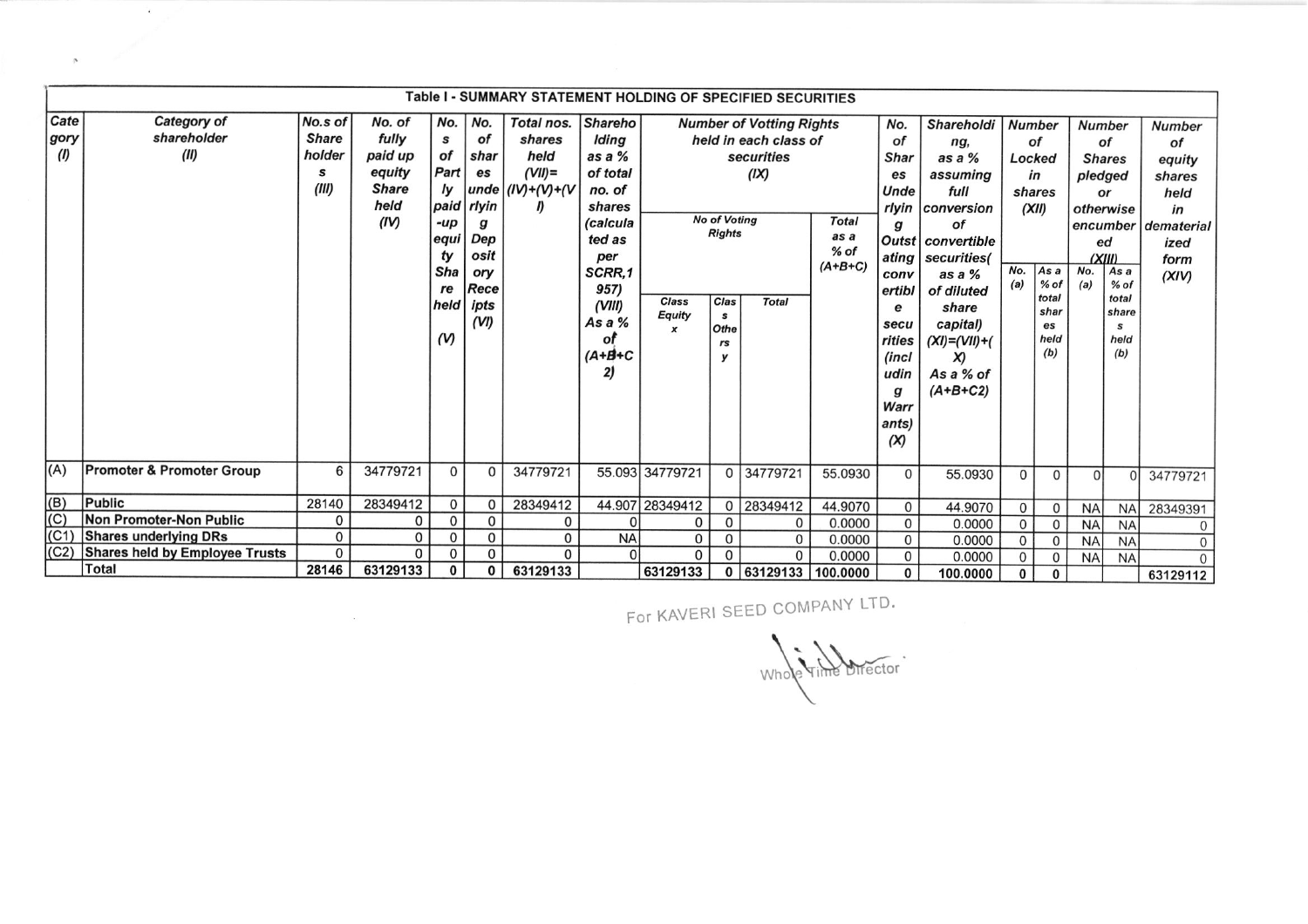| Table I - SUMMARY STATEMENT HOLDING OF SPECIFIED SECURITIES | | | | | | | | | | | | | | | | | | | |
|---|---|---|---|---|---|---|---|---|---|---|---|---|---|---|---|---|---|---|---|
| Category (I) | Category of shareholder (II) | No.s of Share holders (III) | No. of fully paid up equity Share held (IV) | No. of Partly paid-up equity Share held (V) | No. of shares underlying Depository Receipts (VI) | Total nos. shares held (VII)= (IV)+(V)+(VI) | Shareholding as a % of total no. of shares (calculated as per SCRR,1957) (VIII) As a % of (A+B+C2) | Number of Votting Rights held in each class of securities (IX) | | | | No. of Shares Underlying Outstating convertible securities (including Warrants) (X) | Shareholding, as a % assuming full conversion of convertible securities( as a % of diluted share capital) (XI)=(VII)+(X) As a % of (A+B+C2) | Number of Locked in shares (XII) | | Number of Shares pledged or otherwise encumbered (XIII) | | Number of equity shares held in dematerialized form (XIV) |
| | | | | | | | | No of Voting Rights | | | Total as a % of (A+B+C) | | | | | | | |
| | | | | | | | | Class Equity x | Class Others y | Total | | | | No. (a) | As a % of total shares held (b) | No. (a) | As a % of total shares held (b) | |
| (A) | **Promoter & Promoter Group** | 6 | 34779721 | 0 | 0 | 34779721 | 55.093 | 34779721 | 0 | 34779721 | 55.0930 | 0 | 55.0930 | 0 | 0 | 0 | 0 | 34779721 |
| (B) | **Public** | 28140 | 28349412 | 0 | 0 | 28349412 | 44.907 | 28349412 | 0 | 28349412 | 44.9070 | 0 | 44.9070 | 0 | 0 | NA | NA | 28349391 |
| (C) | **Non Promoter-Non Public** | 0 | 0 | 0 | 0 | 0 | 0 | 0 | 0 | 0 | 0.0000 | 0 | 0.0000 | 0 | 0 | NA | NA | 0 |
| (C1) | **Shares underlying DRs** | 0 | 0 | 0 | 0 | 0 | NA | 0 | 0 | 0 | 0.0000 | 0 | 0.0000 | 0 | 0 | NA | NA | 0 |
| (C2) | **Shares held by Employee Trusts** | 0 | 0 | 0 | 0 | 0 | 0 | 0 | 0 | 0 | 0.0000 | 0 | 0.0000 | 0 | 0 | NA | NA | 0 |
| | **Total** | **28146** | **63129133** | **0** | **0** | **63129133** | | **63129133** | **0** | **63129133** | **100.0000** | **0** | **100.0000** | **0** | **0** | | | 63129112 |

For KAVERI SEED COMPANY LTD.

Whole Time Director